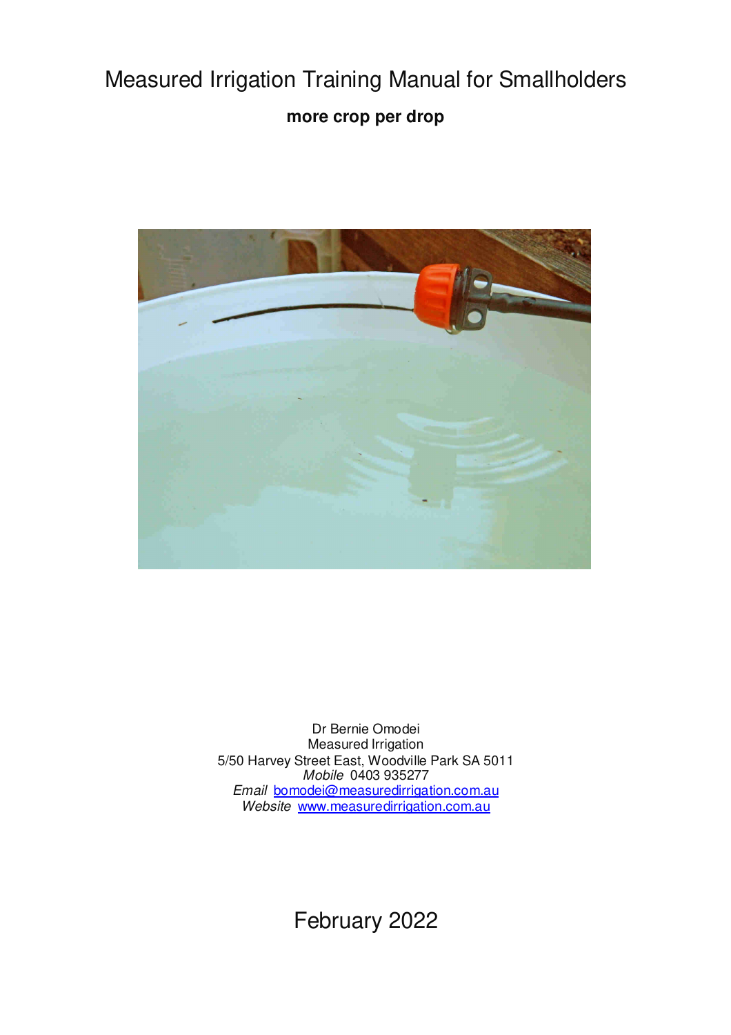# Measured Irrigation Training Manual for Smallholders

**more crop per drop**

Dr Bernie Omodei  
Measured Irrigation  
5/50 Harvey Street East, Woodville Park SA 5011  
*Mobile* 0403 935277  
*Email* bomodei@measuredirrigation.com.au  
*Website* www.measuredirrigation.com.au

February 2022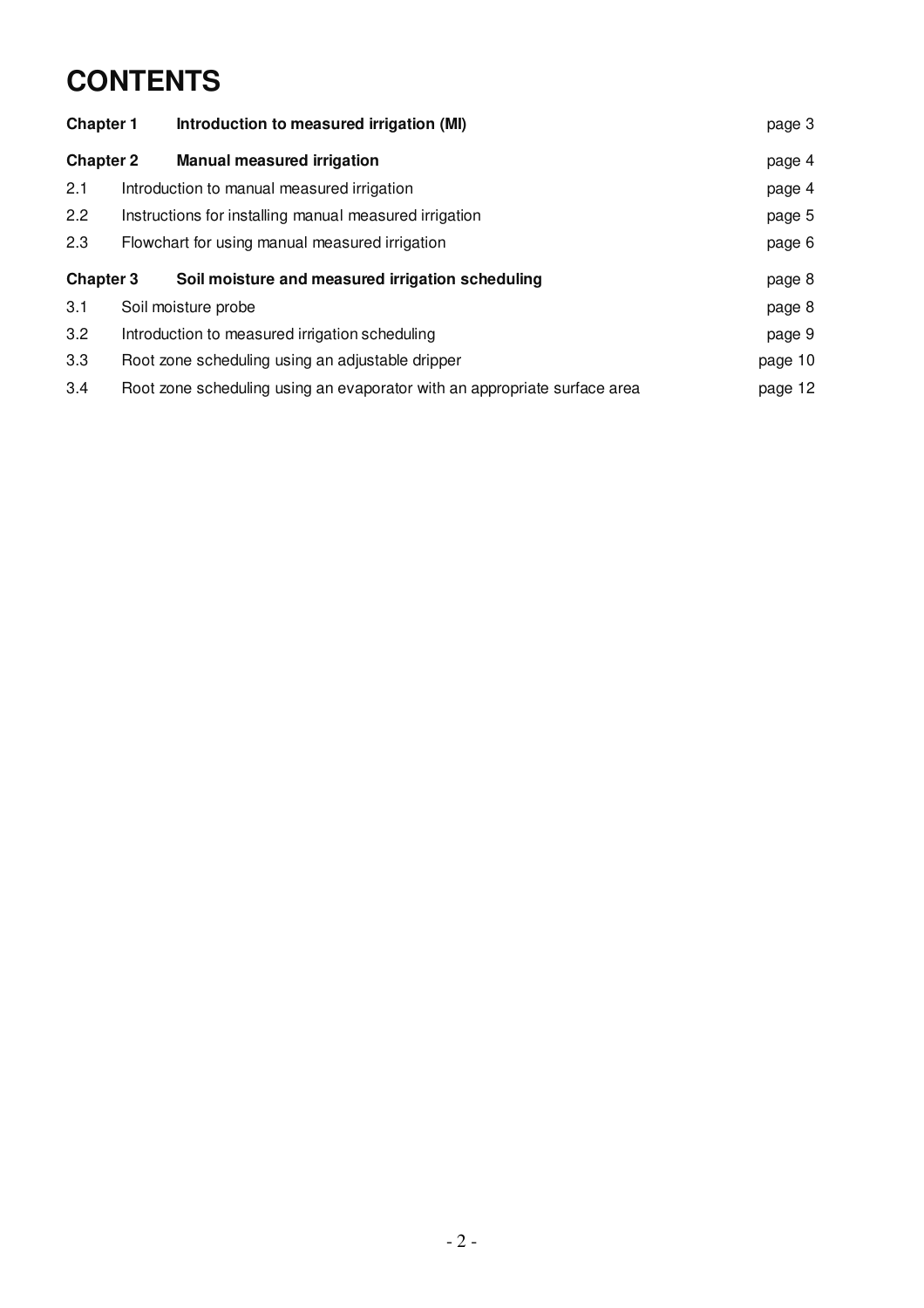# CONTENTS

| | | |
|---|---|---|
| **Chapter 1** | **Introduction to measured irrigation (MI)** | page 3 |
| **Chapter 2** | **Manual measured irrigation** | page 4 |
| 2.1 | Introduction to manual measured irrigation | page 4 |
| 2.2 | Instructions for installing manual measured irrigation | page 5 |
| 2.3 | Flowchart for using manual measured irrigation | page 6 |
| **Chapter 3** | **Soil moisture and measured irrigation scheduling** | page 8 |
| 3.1 | Soil moisture probe | page 8 |
| 3.2 | Introduction to measured irrigation scheduling | page 9 |
| 3.3 | Root zone scheduling using an adjustable dripper | page 10 |
| 3.4 | Root zone scheduling using an evaporator with an appropriate surface area | page 12 |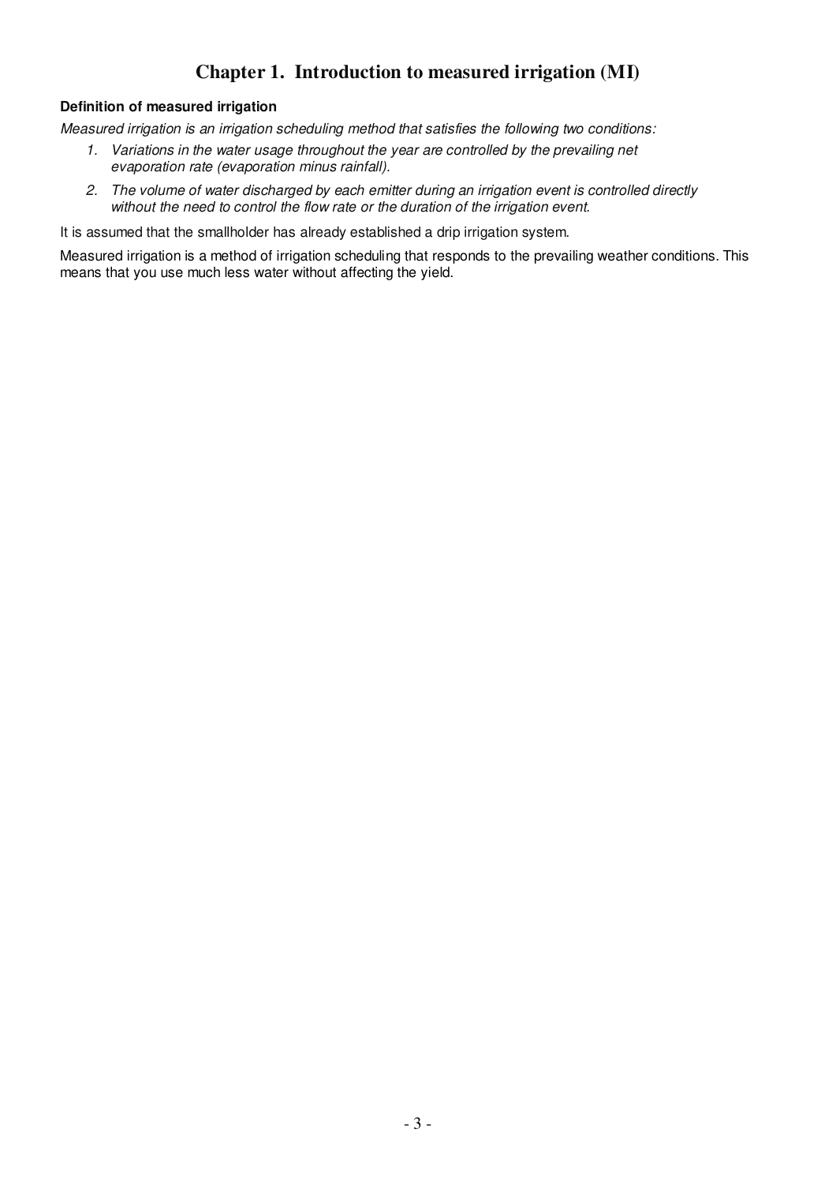# Chapter 1. Introduction to measured irrigation (MI)

**Definition of measured irrigation**

*Measured irrigation is an irrigation scheduling method that satisfies the following two conditions:*

1. *Variations in the water usage throughout the year are controlled by the prevailing net evaporation rate (evaporation minus rainfall).*
2. *The volume of water discharged by each emitter during an irrigation event is controlled directly without the need to control the flow rate or the duration of the irrigation event.*

It is assumed that the smallholder has already established a drip irrigation system.

Measured irrigation is a method of irrigation scheduling that responds to the prevailing weather conditions. This means that you use much less water without affecting the yield.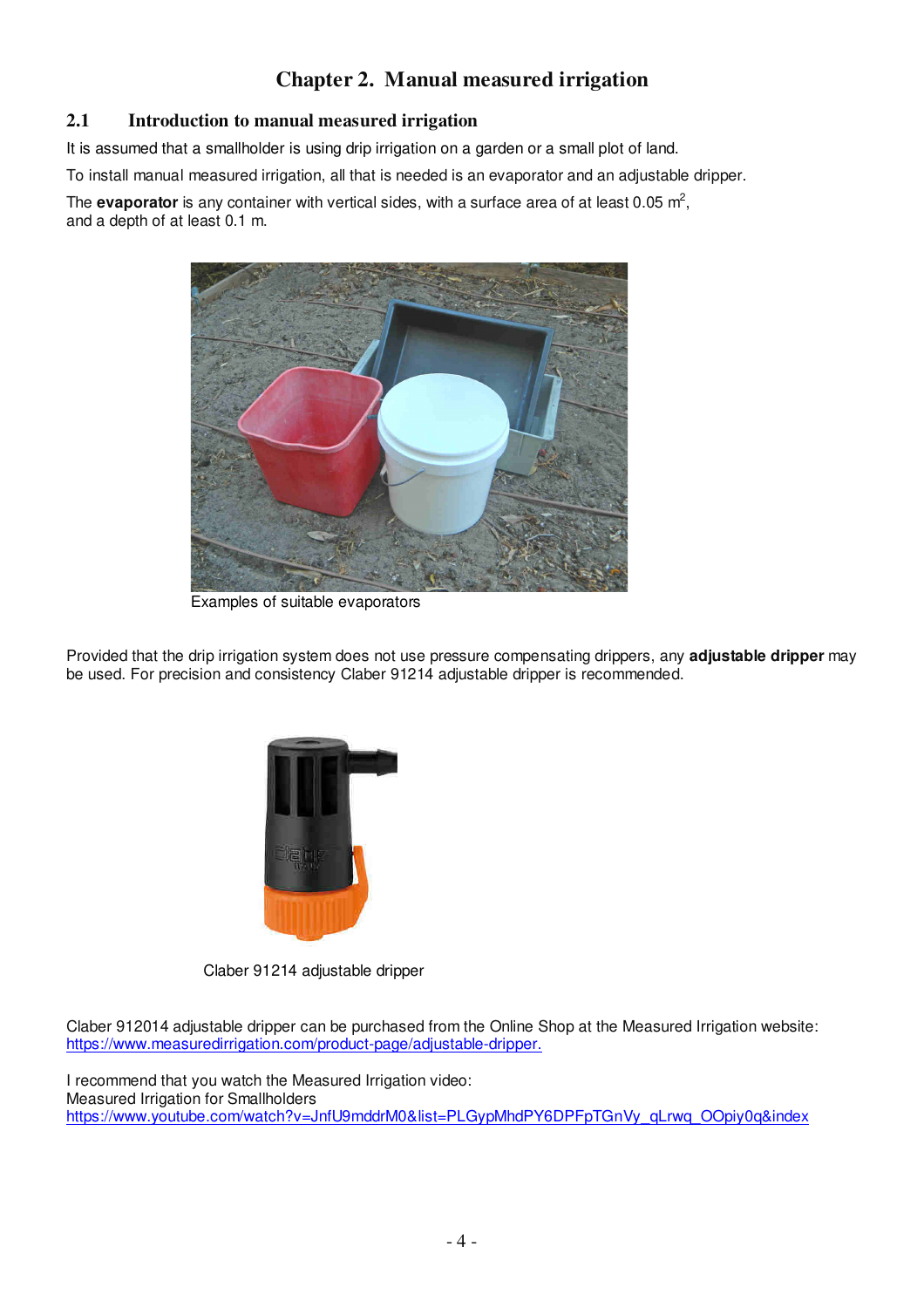# Chapter 2. Manual measured irrigation

## 2.1 Introduction to manual measured irrigation

It is assumed that a smallholder is using drip irrigation on a garden or a small plot of land.

To install manual measured irrigation, all that is needed is an evaporator and an adjustable dripper.

The **evaporator** is any container with vertical sides, with a surface area of at least 0.05 $m^2$, and a depth of at least 0.1 m.

Examples of suitable evaporators

Provided that the drip irrigation system does not use pressure compensating drippers, any **adjustable dripper** may be used. For precision and consistency Claber 91214 adjustable dripper is recommended.

Claber 91214 adjustable dripper

Claber 912014 adjustable dripper can be purchased from the Online Shop at the Measured Irrigation website:
https://www.measuredirrigation.com/product-page/adjustable-dripper.

I recommend that you watch the Measured Irrigation video:
Measured Irrigation for Smallholders
https://www.youtube.com/watch?v=JnfU9mddrM0&list=PLGypMhdPY6DPFpTGnVy_qLrwq_OOpiy0q&index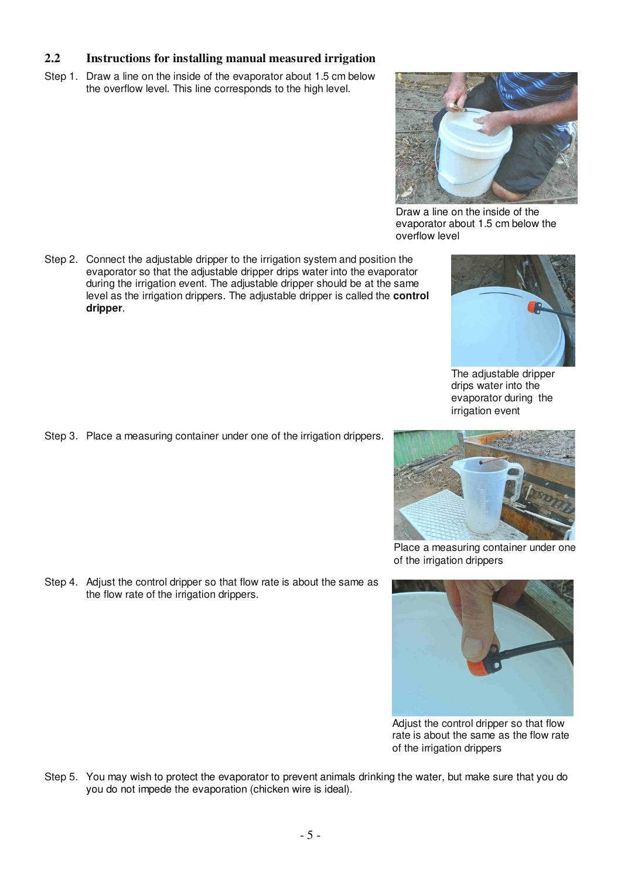## 2.2 Instructions for installing manual measured irrigation

Step 1. Draw a line on the inside of the evaporator about 1.5 cm below the overflow level. This line corresponds to the high level.

Draw a line on the inside of the evaporator about 1.5 cm below the overflow level

Step 2. Connect the adjustable dripper to the irrigation system and position the evaporator so that the adjustable dripper drips water into the evaporator during the irrigation event. The adjustable dripper should be at the same level as the irrigation drippers. The adjustable dripper is called the **control dripper**.

The adjustable dripper drips water into the evaporator during the irrigation event

Step 3. Place a measuring container under one of the irrigation drippers.

Place a measuring container under one of the irrigation drippers

Step 4. Adjust the control dripper so that flow rate is about the same as the flow rate of the irrigation drippers.

Adjust the control dripper so that flow rate is about the same as the flow rate of the irrigation drippers

Step 5. You may wish to protect the evaporator to prevent animals drinking the water, but make sure that you do you do not impede the evaporation (chicken wire is ideal).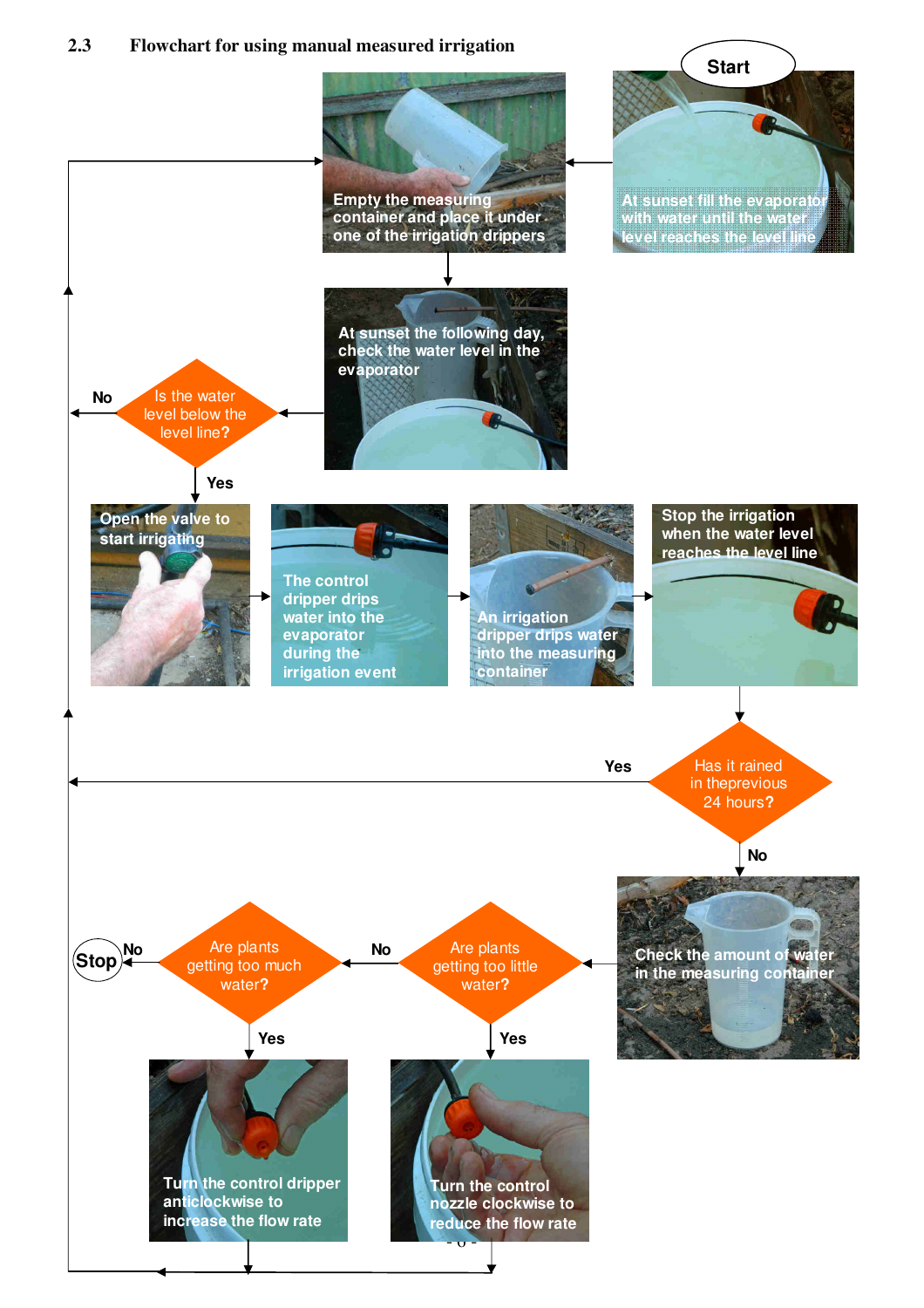## 2.3 Flowchart for using manual measured irrigation

Start

At sunset fill the evaporator with water until the water level reaches the level line

Empty the measuring container and place it under one of the irrigation drippers

At sunset the following day, check the water level in the evaporator

Is the water level below the level line?

No

Yes

Open the valve to start irrigating

The control dripper drips water into the evaporator during the irrigation event

An irrigation dripper drips water into the measuring container

Stop the irrigation when the water level reaches the level line

Has it rained in theprevious 24 hours?

Yes

No

Check the amount of water in the measuring container

Are plants getting too little water?

Yes

No

Turn the control nozzle clockwise to reduce the flow rate

Are plants getting too much water?

Yes

No

Turn the control dripper anticlockwise to increase the flow rate

Stop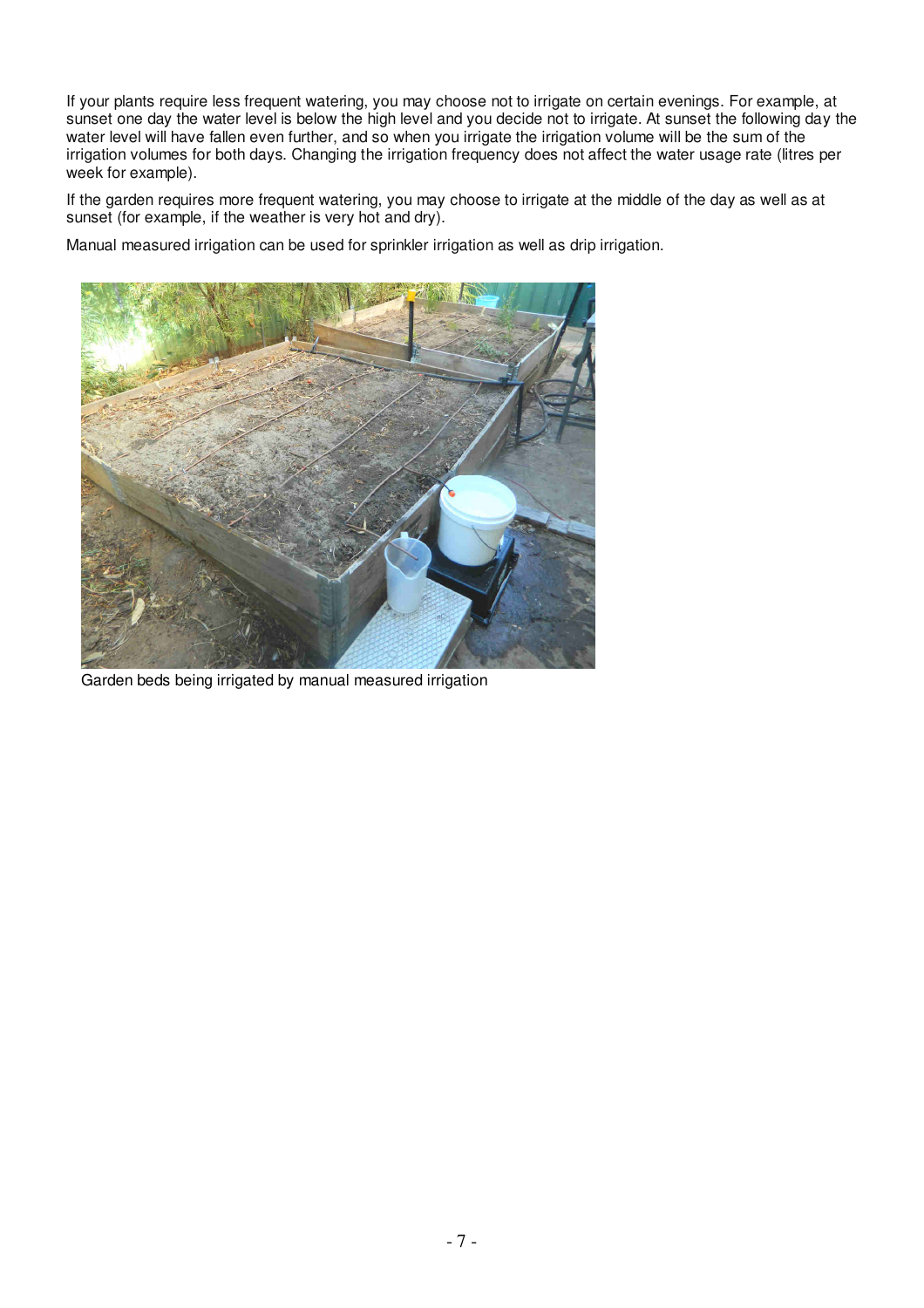If your plants require less frequent watering, you may choose not to irrigate on certain evenings. For example, at sunset one day the water level is below the high level and you decide not to irrigate. At sunset the following day the water level will have fallen even further, and so when you irrigate the irrigation volume will be the sum of the irrigation volumes for both days. Changing the irrigation frequency does not affect the water usage rate (litres per week for example).

If the garden requires more frequent watering, you may choose to irrigate at the middle of the day as well as at sunset (for example, if the weather is very hot and dry).

Manual measured irrigation can be used for sprinkler irrigation as well as drip irrigation.

Garden beds being irrigated by manual measured irrigation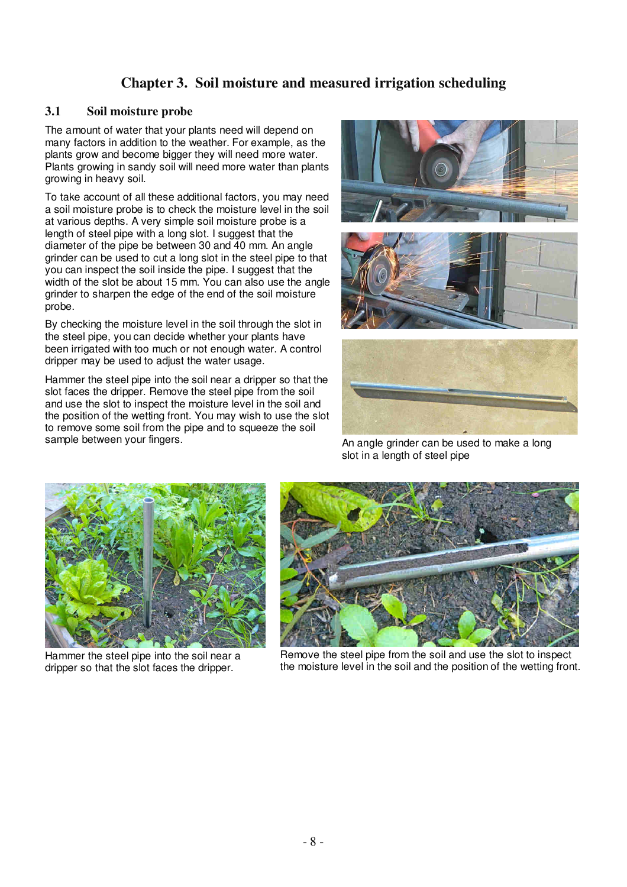# Chapter 3. Soil moisture and measured irrigation scheduling

## 3.1 Soil moisture probe

The amount of water that your plants need will depend on many factors in addition to the weather. For example, as the plants grow and become bigger they will need more water. Plants growing in sandy soil will need more water than plants growing in heavy soil.

To take account of all these additional factors, you may need a soil moisture probe is to check the moisture level in the soil at various depths. A very simple soil moisture probe is a length of steel pipe with a long slot. I suggest that the diameter of the pipe be between 30 and 40 mm. An angle grinder can be used to cut a long slot in the steel pipe to that you can inspect the soil inside the pipe. I suggest that the width of the slot be about 15 mm. You can also use the angle grinder to sharpen the edge of the end of the soil moisture probe.

By checking the moisture level in the soil through the slot in the steel pipe, you can decide whether your plants have been irrigated with too much or not enough water. A control dripper may be used to adjust the water usage.

Hammer the steel pipe into the soil near a dripper so that the slot faces the dripper. Remove the steel pipe from the soil and use the slot to inspect the moisture level in the soil and the position of the wetting front. You may wish to use the slot to remove some soil from the pipe and to squeeze the soil sample between your fingers.

An angle grinder can be used to make a long slot in a length of steel pipe

Hammer the steel pipe into the soil near a dripper so that the slot faces the dripper.

Remove the steel pipe from the soil and use the slot to inspect the moisture level in the soil and the position of the wetting front.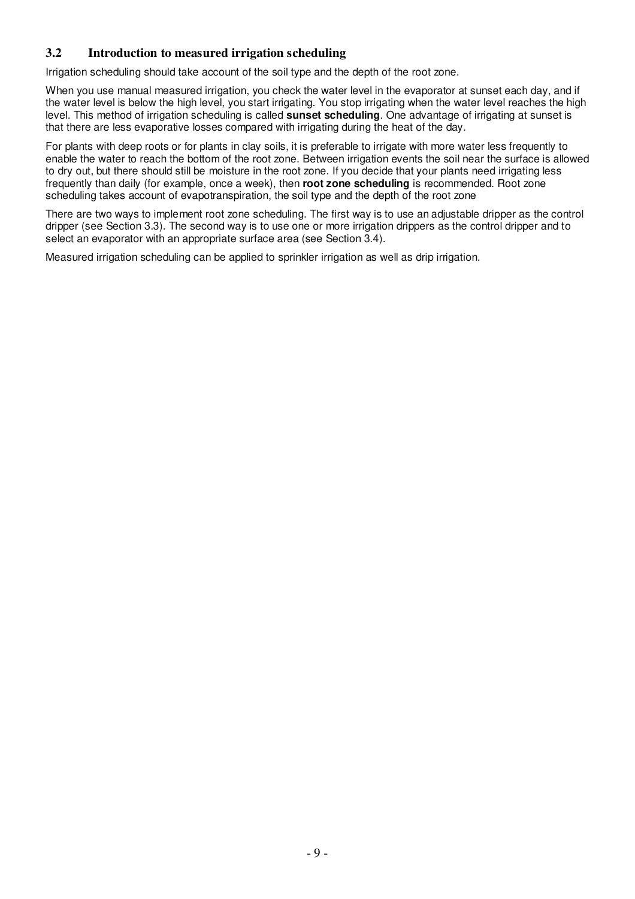## 3.2 Introduction to measured irrigation scheduling

Irrigation scheduling should take account of the soil type and the depth of the root zone.

When you use manual measured irrigation, you check the water level in the evaporator at sunset each day, and if the water level is below the high level, you start irrigating. You stop irrigating when the water level reaches the high level. This method of irrigation scheduling is called **sunset scheduling**. One advantage of irrigating at sunset is that there are less evaporative losses compared with irrigating during the heat of the day.

For plants with deep roots or for plants in clay soils, it is preferable to irrigate with more water less frequently to enable the water to reach the bottom of the root zone. Between irrigation events the soil near the surface is allowed to dry out, but there should still be moisture in the root zone. If you decide that your plants need irrigating less frequently than daily (for example, once a week), then **root zone scheduling** is recommended. Root zone scheduling takes account of evapotranspiration, the soil type and the depth of the root zone

There are two ways to implement root zone scheduling. The first way is to use an adjustable dripper as the control dripper (see Section 3.3). The second way is to use one or more irrigation drippers as the control dripper and to select an evaporator with an appropriate surface area (see Section 3.4).

Measured irrigation scheduling can be applied to sprinkler irrigation as well as drip irrigation.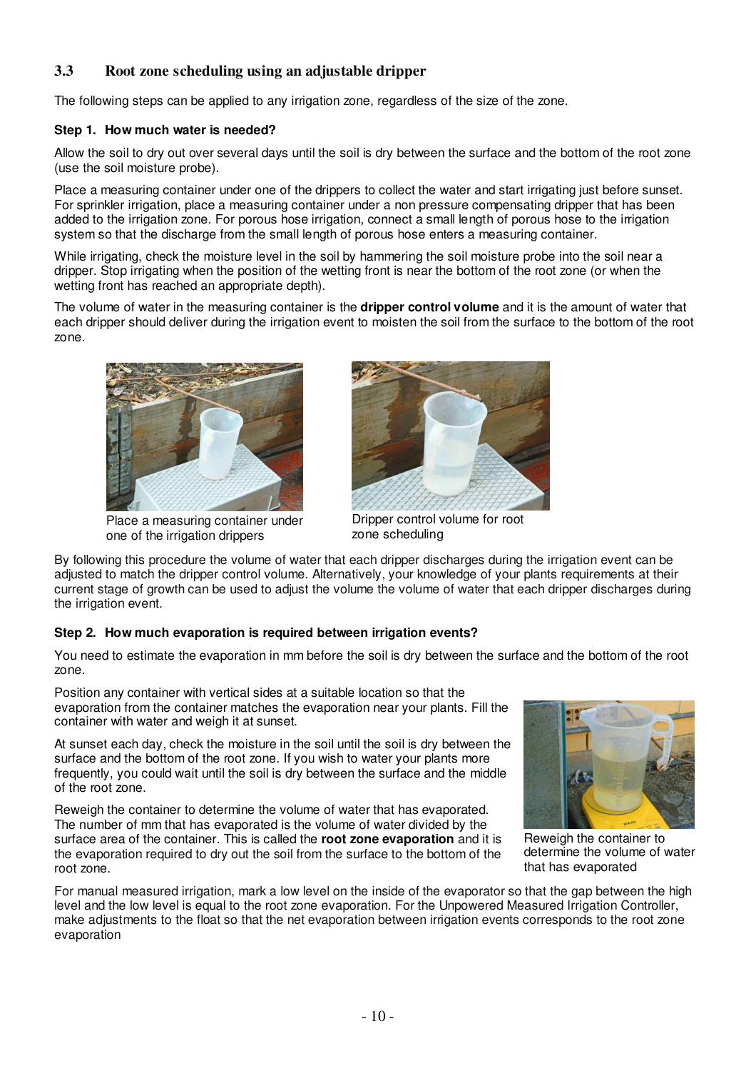## 3.3 Root zone scheduling using an adjustable dripper

The following steps can be applied to any irrigation zone, regardless of the size of the zone.

**Step 1. How much water is needed?**

Allow the soil to dry out over several days until the soil is dry between the surface and the bottom of the root zone (use the soil moisture probe).

Place a measuring container under one of the drippers to collect the water and start irrigating just before sunset. For sprinkler irrigation, place a measuring container under a non pressure compensating dripper that has been added to the irrigation zone. For porous hose irrigation, connect a small length of porous hose to the irrigation system so that the discharge from the small length of porous hose enters a measuring container.

While irrigating, check the moisture level in the soil by hammering the soil moisture probe into the soil near a dripper. Stop irrigating when the position of the wetting front is near the bottom of the root zone (or when the wetting front has reached an appropriate depth).

The volume of water in the measuring container is the **dripper control volume** and it is the amount of water that each dripper should deliver during the irrigation event to moisten the soil from the surface to the bottom of the root zone.

Place a measuring container under one of the irrigation drippers

Dripper control volume for root zone scheduling

By following this procedure the volume of water that each dripper discharges during the irrigation event can be adjusted to match the dripper control volume. Alternatively, your knowledge of your plants requirements at their current stage of growth can be used to adjust the volume the volume of water that each dripper discharges during the irrigation event.

**Step 2. How much evaporation is required between irrigation events?**

You need to estimate the evaporation in mm before the soil is dry between the surface and the bottom of the root zone.

Position any container with vertical sides at a suitable location so that the evaporation from the container matches the evaporation near your plants. Fill the container with water and weigh it at sunset.

At sunset each day, check the moisture in the soil until the soil is dry between the surface and the bottom of the root zone. If you wish to water your plants more frequently, you could wait until the soil is dry between the surface and the middle of the root zone.

Reweigh the container to determine the volume of water that has evaporated. The number of mm that has evaporated is the volume of water divided by the surface area of the container. This is called the **root zone evaporation** and it is the evaporation required to dry out the soil from the surface to the bottom of the root zone.

Reweigh the container to determine the volume of water that has evaporated

For manual measured irrigation, mark a low level on the inside of the evaporator so that the gap between the high level and the low level is equal to the root zone evaporation. For the Unpowered Measured Irrigation Controller, make adjustments to the float so that the net evaporation between irrigation events corresponds to the root zone evaporation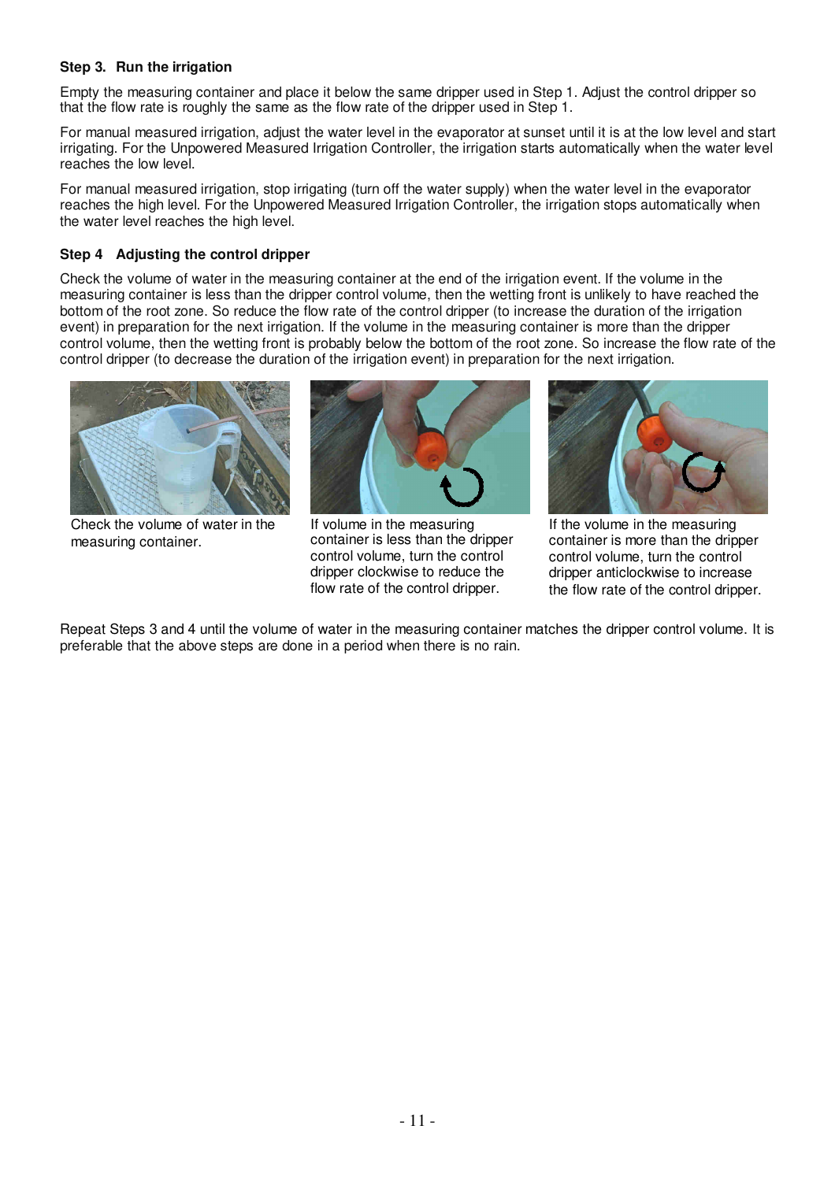**Step 3. Run the irrigation**

Empty the measuring container and place it below the same dripper used in Step 1. Adjust the control dripper so that the flow rate is roughly the same as the flow rate of the dripper used in Step 1.

For manual measured irrigation, adjust the water level in the evaporator at sunset until it is at the low level and start irrigating. For the Unpowered Measured Irrigation Controller, the irrigation starts automatically when the water level reaches the low level.

For manual measured irrigation, stop irrigating (turn off the water supply) when the water level in the evaporator reaches the high level. For the Unpowered Measured Irrigation Controller, the irrigation stops automatically when the water level reaches the high level.

**Step 4 Adjusting the control dripper**

Check the volume of water in the measuring container at the end of the irrigation event. If the volume in the measuring container is less than the dripper control volume, then the wetting front is unlikely to have reached the bottom of the root zone. So reduce the flow rate of the control dripper (to increase the duration of the irrigation event) in preparation for the next irrigation. If the volume in the measuring container is more than the dripper control volume, then the wetting front is probably below the bottom of the root zone. So increase the flow rate of the control dripper (to decrease the duration of the irrigation event) in preparation for the next irrigation.

Check the volume of water in the measuring container.

If volume in the measuring container is less than the dripper control volume, turn the control dripper clockwise to reduce the flow rate of the control dripper.

If the volume in the measuring container is more than the dripper control volume, turn the control dripper anticlockwise to increase the flow rate of the control dripper.

Repeat Steps 3 and 4 until the volume of water in the measuring container matches the dripper control volume. It is preferable that the above steps are done in a period when there is no rain.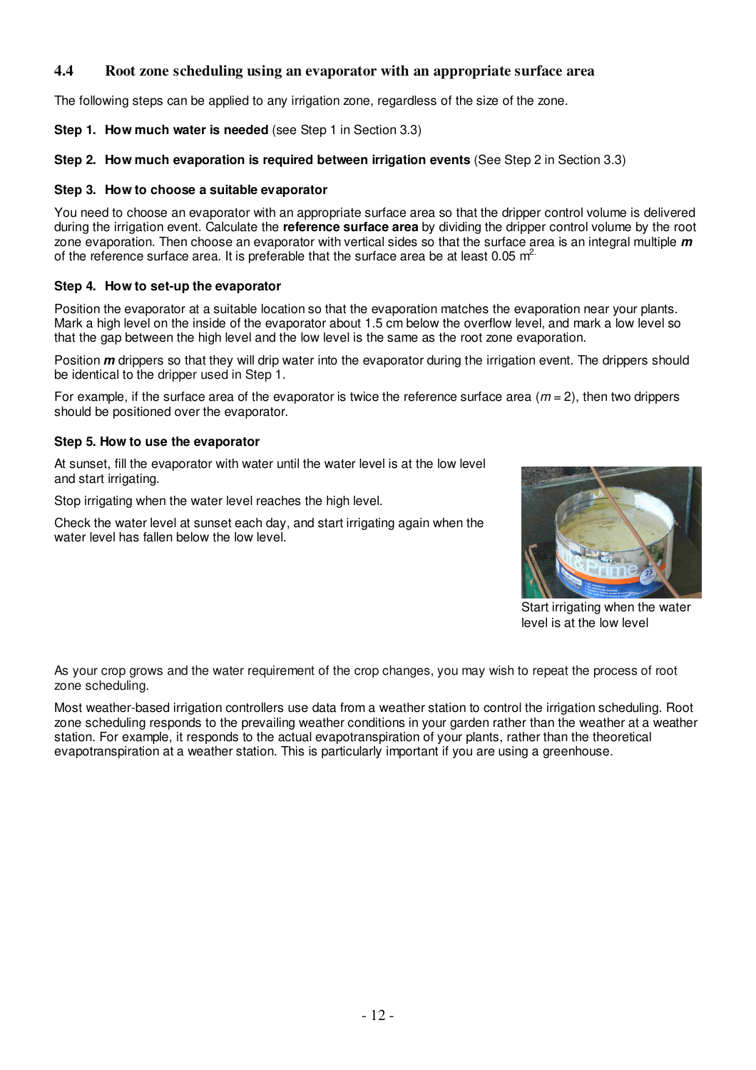## 4.4 Root zone scheduling using an evaporator with an appropriate surface area

The following steps can be applied to any irrigation zone, regardless of the size of the zone.

**Step 1. How much water is needed** (see Step 1 in Section 3.3)

**Step 2. How much evaporation is required between irrigation events** (See Step 2 in Section 3.3)

**Step 3. How to choose a suitable evaporator**

You need to choose an evaporator with an appropriate surface area so that the dripper control volume is delivered during the irrigation event. Calculate the **reference surface area** by dividing the dripper control volume by the root zone evaporation. Then choose an evaporator with vertical sides so that the surface area is an integral multiple ***m*** of the reference surface area. It is preferable that the surface area be at least 0.05 $m^2$.

**Step 4. How to set-up the evaporator**

Position the evaporator at a suitable location so that the evaporation matches the evaporation near your plants. Mark a high level on the inside of the evaporator about 1.5 cm below the overflow level, and mark a low level so that the gap between the high level and the low level is the same as the root zone evaporation.

Position ***m*** drippers so that they will drip water into the evaporator during the irrigation event. The drippers should be identical to the dripper used in Step 1.

For example, if the surface area of the evaporator is twice the reference surface area ($m = 2$), then two drippers should be positioned over the evaporator.

**Step 5. How to use the evaporator**

At sunset, fill the evaporator with water until the water level is at the low level and start irrigating.

Stop irrigating when the water level reaches the high level.

Check the water level at sunset each day, and start irrigating again when the water level has fallen below the low level.

Start irrigating when the water level is at the low level

As your crop grows and the water requirement of the crop changes, you may wish to repeat the process of root zone scheduling.

Most weather-based irrigation controllers use data from a weather station to control the irrigation scheduling. Root zone scheduling responds to the prevailing weather conditions in your garden rather than the weather at a weather station. For example, it responds to the actual evapotranspiration of your plants, rather than the theoretical evapotranspiration at a weather station. This is particularly important if you are using a greenhouse.